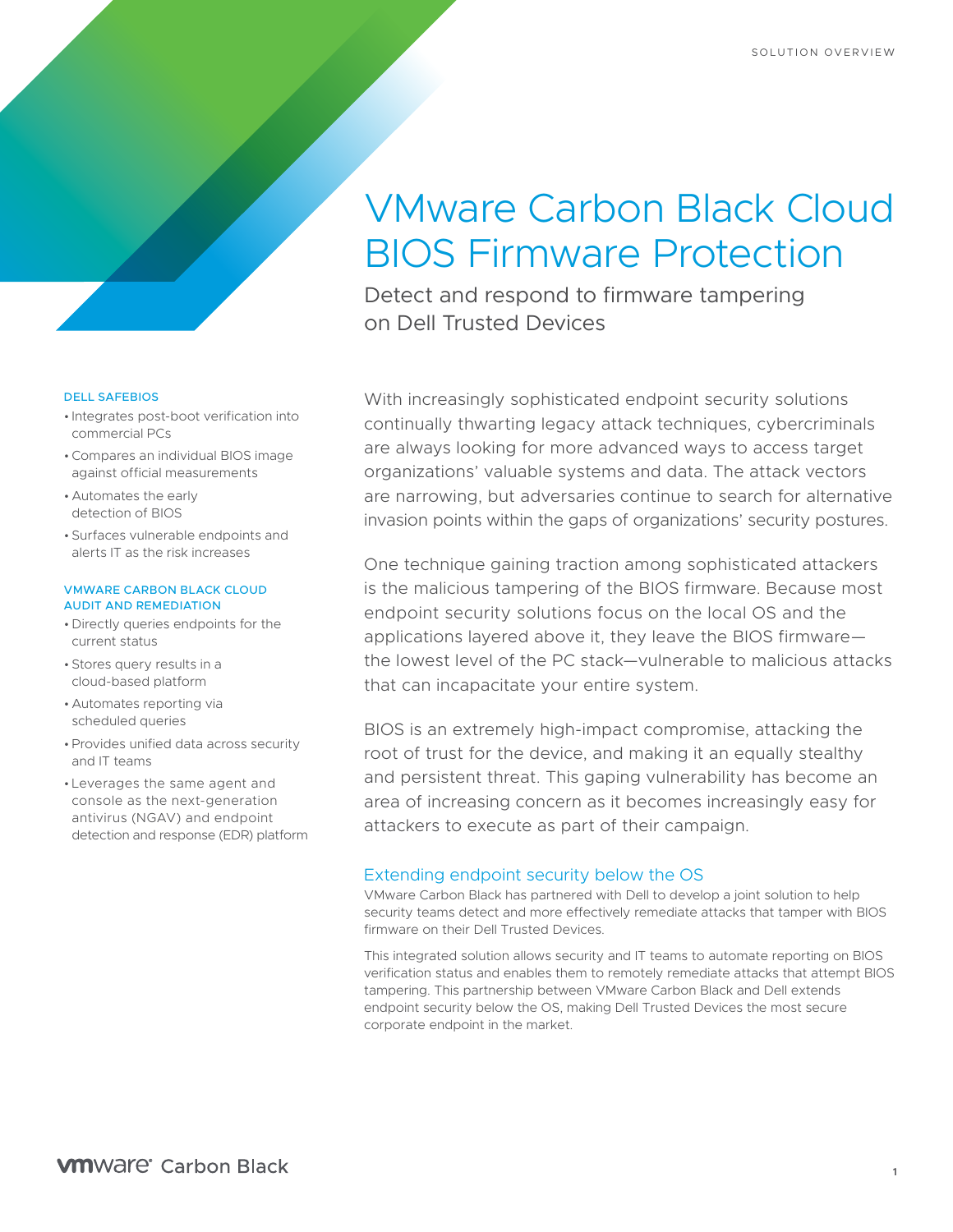SOLUTION OVERVIEW

# VMware Carbon Black Cloud BIOS Firmware Protection

## Detect and respond to firmware tampering on Dell Trusted Devices

With increasingly sophisticated endpoint security solutions continually thwarting legacy attack techniques, cybercriminals are always looking for more advanced ways to access target organizations' valuable systems and data. The attack vectors are narrowing, but adversaries continue to search for alternative invasion points within the gaps of organizations' security postures.

One technique gaining traction among sophisticated attackers is the malicious tampering of the BIOS firmware. Because most endpoint security solutions focus on the local OS and the applications layered above it, they leave the BIOS firmware—the lowest level of the PC stack—vulnerable to malicious attacks that can incapacitate your entire system.

BIOS is an extremely high-impact compromise, attacking the root of trust for the device, and making it an equally stealthy and persistent threat. This gaping vulnerability has become an area of increasing concern as it becomes increasingly easy for attackers to execute as part of their campaign.

### Extending endpoint security below the OS

VMware Carbon Black has partnered with Dell to develop a joint solution to help security teams detect and more effectively remediate attacks that tamper with BIOS firmware on their Dell Trusted Devices.

This integrated solution allows security and IT teams to automate reporting on BIOS verification status and enables them to remotely remediate attacks that attempt BIOS tampering. This partnership between VMware Carbon Black and Dell extends endpoint security below the OS, making Dell Trusted Devices the most secure corporate endpoint in the market.

#### DELL SAFEBIOS

- Integrates post-boot verification into commercial PCs
- Compares an individual BIOS image against official measurements
- Automates the early detection of BIOS
- Surfaces vulnerable endpoints and alerts IT as the risk increases

#### VMWARE CARBON BLACK CLOUD AUDIT AND REMEDIATION

- Directly queries endpoints for the current status
- Stores query results in a cloud-based platform
- Automates reporting via scheduled queries
- Provides unified data across security and IT teams
- Leverages the same agent and console as the next-generation antivirus (NGAV) and endpoint detection and response (EDR) platform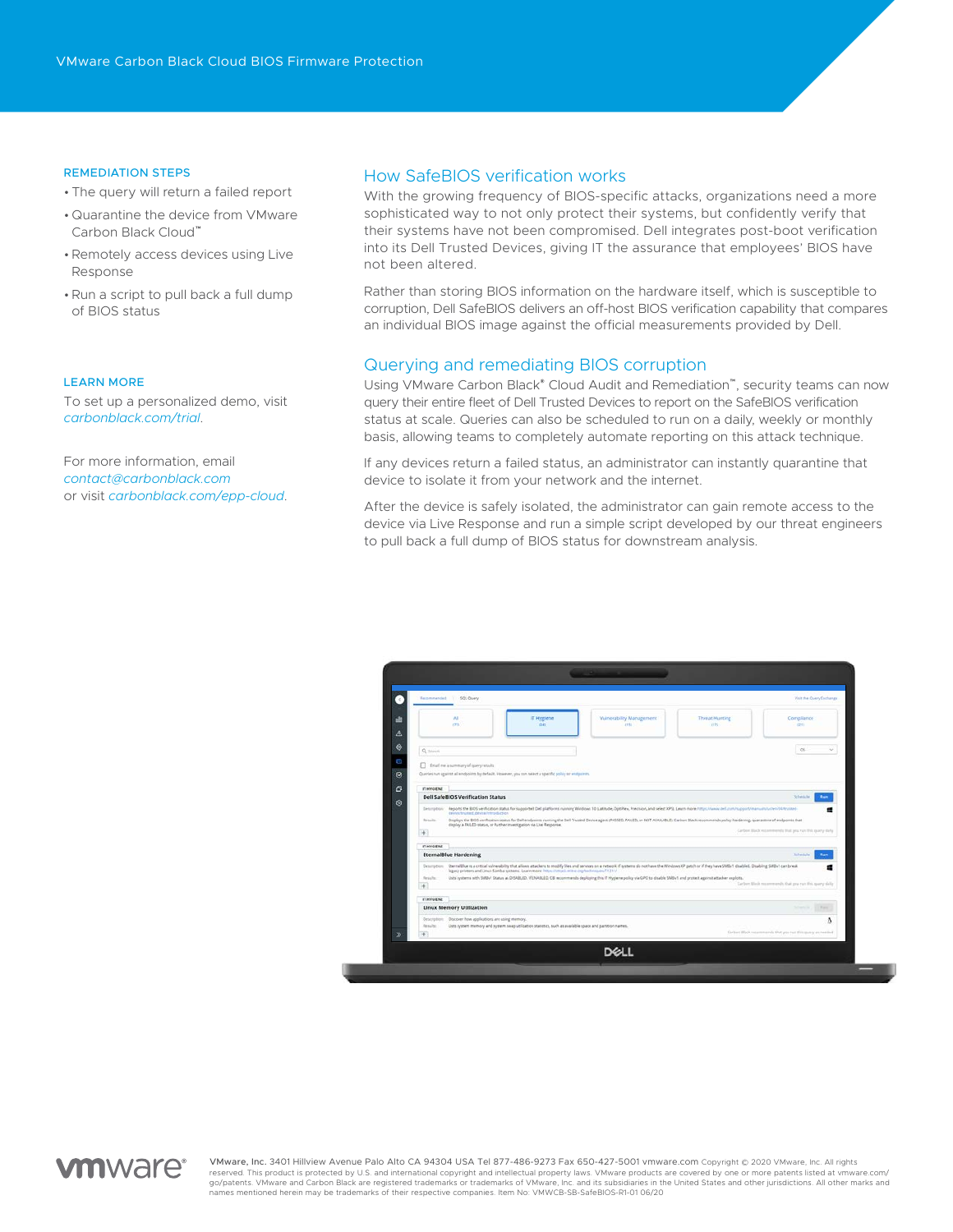## REMEDIATION STEPS

- The query will return a failed report
- Quarantine the device from VMware Carbon Black Cloud™
- Remotely access devices using Live Response
- Run a script to pull back a full dump of BIOS status

## LEARN MORE

To set up a personalized demo, visit *carbonblack.com/trial*.

For more information, email *contact@carbonblack.com* or visit *carbonblack.com/epp-cloud*.

## How SafeBIOS verification works

With the growing frequency of BIOS-specific attacks, organizations need a more sophisticated way to not only protect their systems, but confidently verify that their systems have not been compromised. Dell integrates post-boot verification into its Dell Trusted Devices, giving IT the assurance that employees' BIOS have not been altered.

Rather than storing BIOS information on the hardware itself, which is susceptible to corruption, Dell SafeBIOS delivers an off-host BIOS verification capability that compares an individual BIOS image against the official measurements provided by Dell.

## Querying and remediating BIOS corruption

Using VMware Carbon Black® Cloud Audit and Remediation™, security teams can now query their entire fleet of Dell Trusted Devices to report on the SafeBIOS verification status at scale. Queries can also be scheduled to run on a daily, weekly or monthly basis, allowing teams to completely automate reporting on this attack technique.

If any devices return a failed status, an administrator can instantly quarantine that device to isolate it from your network and the internet.

After the device is safely isolated, the administrator can gain remote access to the device via Live Response and run a simple script developed by our threat engineers to pull back a full dump of BIOS status for downstream analysis.

VMware, Inc. 3401 Hillview Avenue Palo Alto CA 94304 USA Tel 877-486-9273 Fax 650-427-5001 vmware.com Copyright © 2020 VMware, Inc. All rights reserved. This product is protected by U.S. and international copyright and intellectual property laws. VMware products are covered by one or more patents listed at vmware.com/go/patents. VMware and Carbon Black are registered trademarks or trademarks of VMware, Inc. and its subsidiaries in the United States and other jurisdictions. All other marks and names mentioned herein may be trademarks of their respective companies. Item No: VMWCB-SB-SafeBIOS-R1-01 06/20